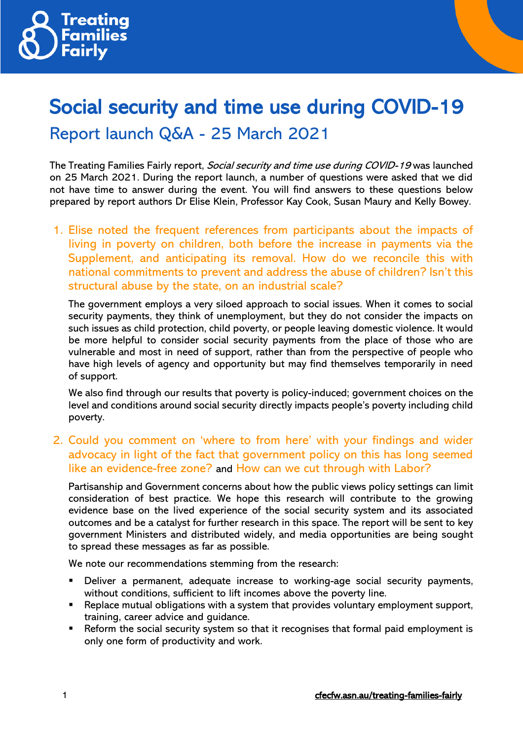Treating Families Fairly

# Social security and time use during COVID-19

## Report launch Q&A - 25 March 2021

The Treating Families Fairly report, *Social security and time use during COVID-19* was launched on 25 March 2021. During the report launch, a number of questions were asked that we did not have time to answer during the event. You will find answers to these questions below prepared by report authors Dr Elise Klein, Professor Kay Cook, Susan Maury and Kelly Bowey.

### 1. Elise noted the frequent references from participants about the impacts of living in poverty on children, both before the increase in payments via the Supplement, and anticipating its removal. How do we reconcile this with national commitments to prevent and address the abuse of children? Isn't this structural abuse by the state, on an industrial scale?

The government employs a very siloed approach to social issues. When it comes to social security payments, they think of unemployment, but they do not consider the impacts on such issues as child protection, child poverty, or people leaving domestic violence. It would be more helpful to consider social security payments from the place of those who are vulnerable and most in need of support, rather than from the perspective of people who have high levels of agency and opportunity but may find themselves temporarily in need of support.

We also find through our results that poverty is policy-induced; government choices on the level and conditions around social security directly impacts people's poverty including child poverty.

### 2. Could you comment on 'where to from here' with your findings and wider advocacy in light of the fact that government policy on this has long seemed like an evidence-free zone? and How can we cut through with Labor?

Partisanship and Government concerns about how the public views policy settings can limit consideration of best practice. We hope this research will contribute to the growing evidence base on the lived experience of the social security system and its associated outcomes and be a catalyst for further research in this space. The report will be sent to key government Ministers and distributed widely, and media opportunities are being sought to spread these messages as far as possible.

We note our recommendations stemming from the research:

- Deliver a permanent, adequate increase to working-age social security payments, without conditions, sufficient to lift incomes above the poverty line.
- Replace mutual obligations with a system that provides voluntary employment support, training, career advice and guidance.
- Reform the social security system so that it recognises that formal paid employment is only one form of productivity and work.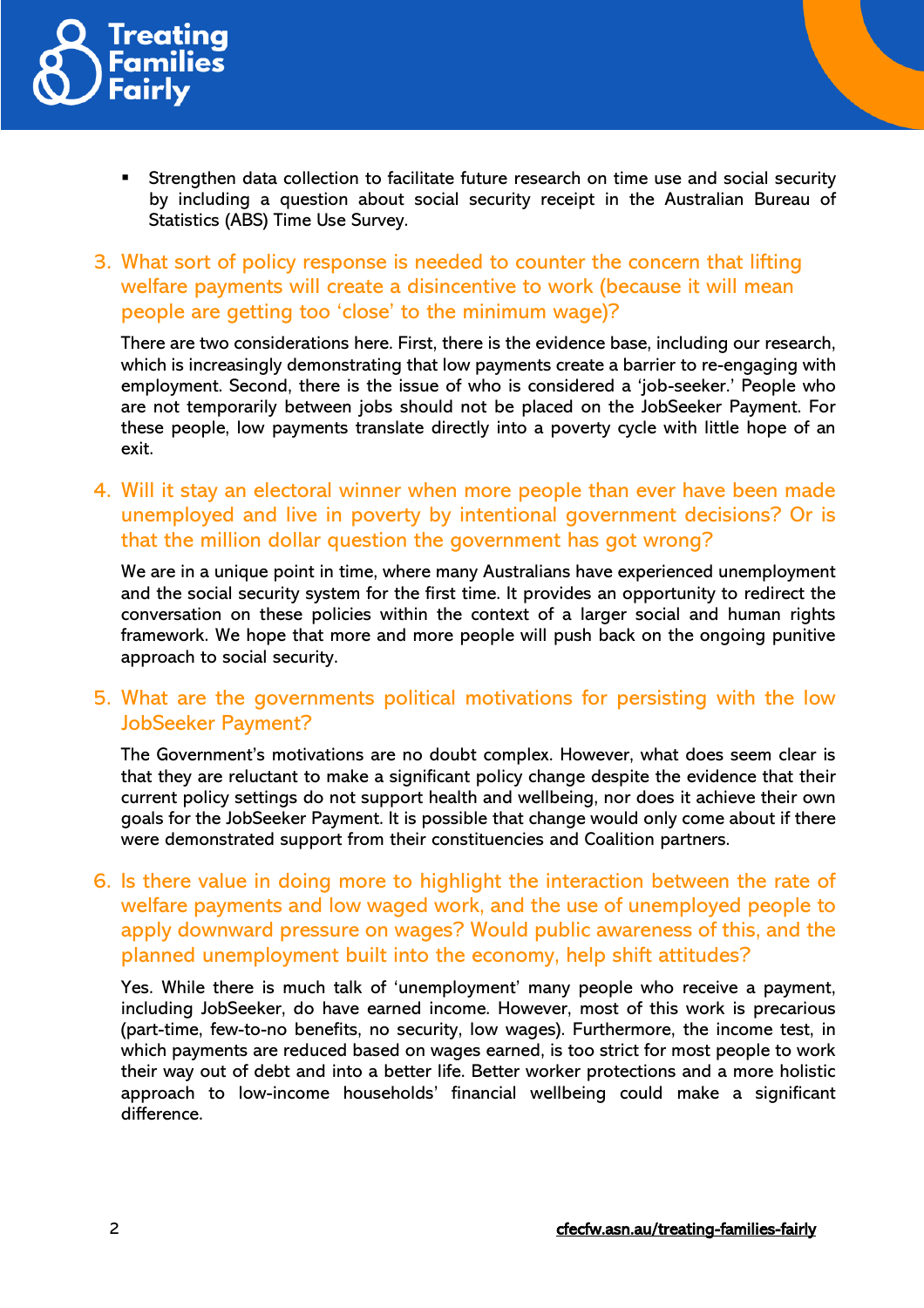- Strengthen data collection to facilitate future research on time use and social security by including a question about social security receipt in the Australian Bureau of Statistics (ABS) Time Use Survey.

## 3. What sort of policy response is needed to counter the concern that lifting welfare payments will create a disincentive to work (because it will mean people are getting too 'close' to the minimum wage)?

There are two considerations here. First, there is the evidence base, including our research, which is increasingly demonstrating that low payments create a barrier to re-engaging with employment. Second, there is the issue of who is considered a 'job-seeker.' People who are not temporarily between jobs should not be placed on the JobSeeker Payment. For these people, low payments translate directly into a poverty cycle with little hope of an exit.

## 4. Will it stay an electoral winner when more people than ever have been made unemployed and live in poverty by intentional government decisions? Or is that the million dollar question the government has got wrong?

We are in a unique point in time, where many Australians have experienced unemployment and the social security system for the first time. It provides an opportunity to redirect the conversation on these policies within the context of a larger social and human rights framework. We hope that more and more people will push back on the ongoing punitive approach to social security.

## 5. What are the governments political motivations for persisting with the low JobSeeker Payment?

The Government's motivations are no doubt complex. However, what does seem clear is that they are reluctant to make a significant policy change despite the evidence that their current policy settings do not support health and wellbeing, nor does it achieve their own goals for the JobSeeker Payment. It is possible that change would only come about if there were demonstrated support from their constituencies and Coalition partners.

## 6. Is there value in doing more to highlight the interaction between the rate of welfare payments and low waged work, and the use of unemployed people to apply downward pressure on wages? Would public awareness of this, and the planned unemployment built into the economy, help shift attitudes?

Yes. While there is much talk of 'unemployment' many people who receive a payment, including JobSeeker, do have earned income. However, most of this work is precarious (part-time, few-to-no benefits, no security, low wages). Furthermore, the income test, in which payments are reduced based on wages earned, is too strict for most people to work their way out of debt and into a better life. Better worker protections and a more holistic approach to low-income households' financial wellbeing could make a significant difference.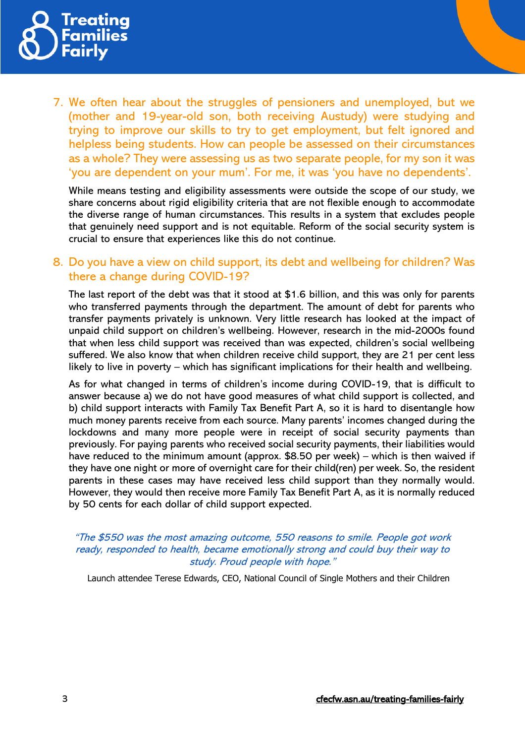7. We often hear about the struggles of pensioners and unemployed, but we (mother and 19-year-old son, both receiving Austudy) were studying and trying to improve our skills to try to get employment, but felt ignored and helpless being students. How can people be assessed on their circumstances as a whole? They were assessing us as two separate people, for my son it was 'you are dependent on your mum'. For me, it was 'you have no dependents'.

While means testing and eligibility assessments were outside the scope of our study, we share concerns about rigid eligibility criteria that are not flexible enough to accommodate the diverse range of human circumstances. This results in a system that excludes people that genuinely need support and is not equitable. Reform of the social security system is crucial to ensure that experiences like this do not continue.

8. Do you have a view on child support, its debt and wellbeing for children? Was there a change during COVID-19?

The last report of the debt was that it stood at $1.6 billion, and this was only for parents who transferred payments through the department. The amount of debt for parents who transfer payments privately is unknown. Very little research has looked at the impact of unpaid child support on children's wellbeing. However, research in the mid-2000s found that when less child support was received than was expected, children's social wellbeing suffered. We also know that when children receive child support, they are 21 per cent less likely to live in poverty – which has significant implications for their health and wellbeing.

As for what changed in terms of children's income during COVID-19, that is difficult to answer because a) we do not have good measures of what child support is collected, and b) child support interacts with Family Tax Benefit Part A, so it is hard to disentangle how much money parents receive from each source. Many parents' incomes changed during the lockdowns and many more people were in receipt of social security payments than previously. For paying parents who received social security payments, their liabilities would have reduced to the minimum amount (approx. $8.50 per week) – which is then waived if they have one night or more of overnight care for their child(ren) per week. So, the resident parents in these cases may have received less child support than they normally would. However, they would then receive more Family Tax Benefit Part A, as it is normally reduced by 50 cents for each dollar of child support expected.

*"The $550 was the most amazing outcome, 550 reasons to smile. People got work ready, responded to health, became emotionally strong and could buy their way to study. Proud people with hope."*

Launch attendee Terese Edwards, CEO, National Council of Single Mothers and their Children